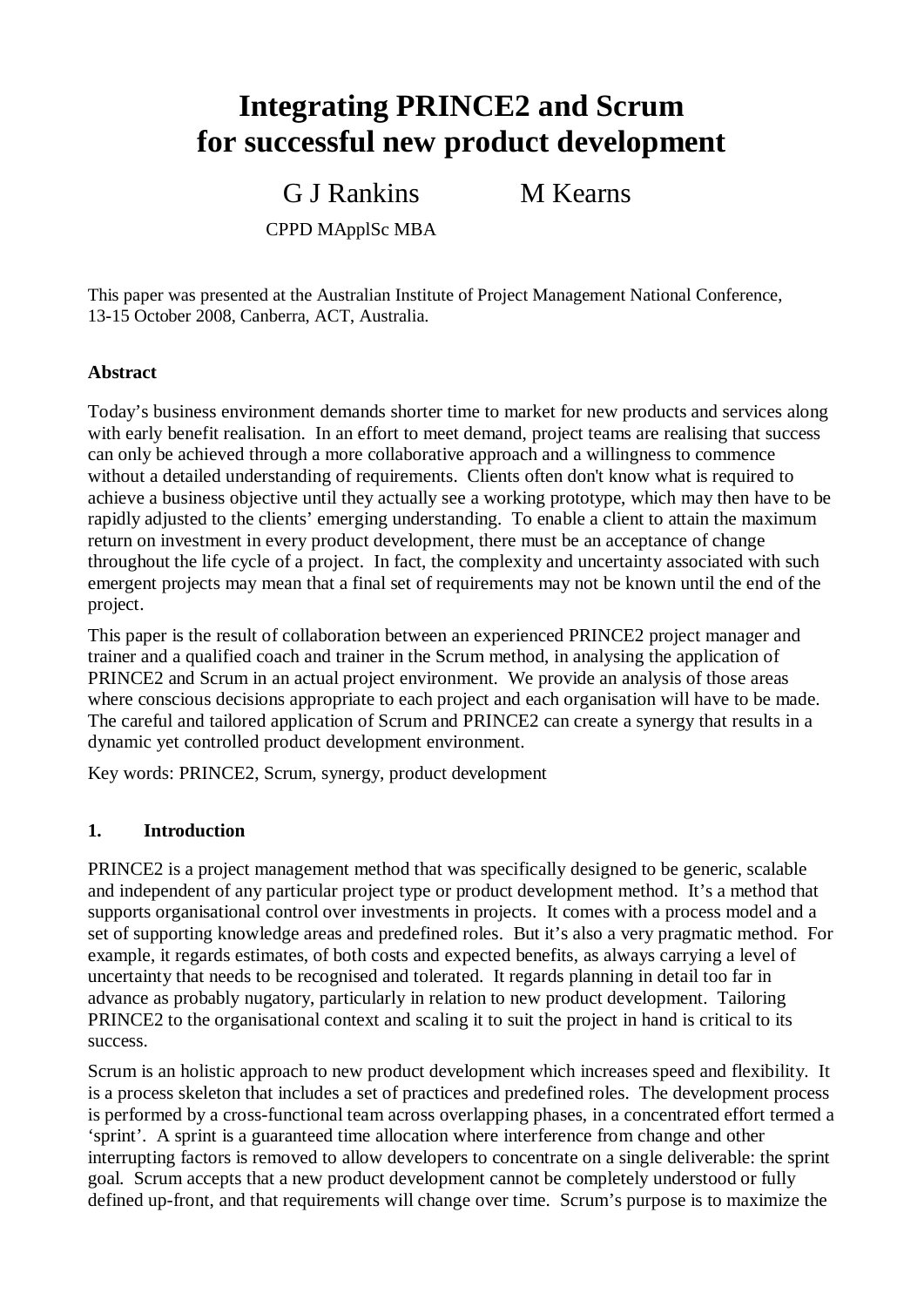# Integrating PRINCE2 and Scrum for successful new product development

G J Rankins          M Kearns

CPPD MApplSc MBA

This paper was presented at the Australian Institute of Project Management National Conference, 13-15 October 2008, Canberra, ACT, Australia.

**Abstract**

Today's business environment demands shorter time to market for new products and services along with early benefit realisation. In an effort to meet demand, project teams are realising that success can only be achieved through a more collaborative approach and a willingness to commence without a detailed understanding of requirements. Clients often don't know what is required to achieve a business objective until they actually see a working prototype, which may then have to be rapidly adjusted to the clients' emerging understanding. To enable a client to attain the maximum return on investment in every product development, there must be an acceptance of change throughout the life cycle of a project. In fact, the complexity and uncertainty associated with such emergent projects may mean that a final set of requirements may not be known until the end of the project.

This paper is the result of collaboration between an experienced PRINCE2 project manager and trainer and a qualified coach and trainer in the Scrum method, in analysing the application of PRINCE2 and Scrum in an actual project environment. We provide an analysis of those areas where conscious decisions appropriate to each project and each organisation will have to be made. The careful and tailored application of Scrum and PRINCE2 can create a synergy that results in a dynamic yet controlled product development environment.

Key words: PRINCE2, Scrum, synergy, product development

## 1. Introduction

PRINCE2 is a project management method that was specifically designed to be generic, scalable and independent of any particular project type or product development method. It's a method that supports organisational control over investments in projects. It comes with a process model and a set of supporting knowledge areas and predefined roles. But it's also a very pragmatic method. For example, it regards estimates, of both costs and expected benefits, as always carrying a level of uncertainty that needs to be recognised and tolerated. It regards planning in detail too far in advance as probably nugatory, particularly in relation to new product development. Tailoring PRINCE2 to the organisational context and scaling it to suit the project in hand is critical to its success.

Scrum is an holistic approach to new product development which increases speed and flexibility. It is a process skeleton that includes a set of practices and predefined roles. The development process is performed by a cross-functional team across overlapping phases, in a concentrated effort termed a 'sprint'. A sprint is a guaranteed time allocation where interference from change and other interrupting factors is removed to allow developers to concentrate on a single deliverable: the sprint goal. Scrum accepts that a new product development cannot be completely understood or fully defined up-front, and that requirements will change over time. Scrum's purpose is to maximize the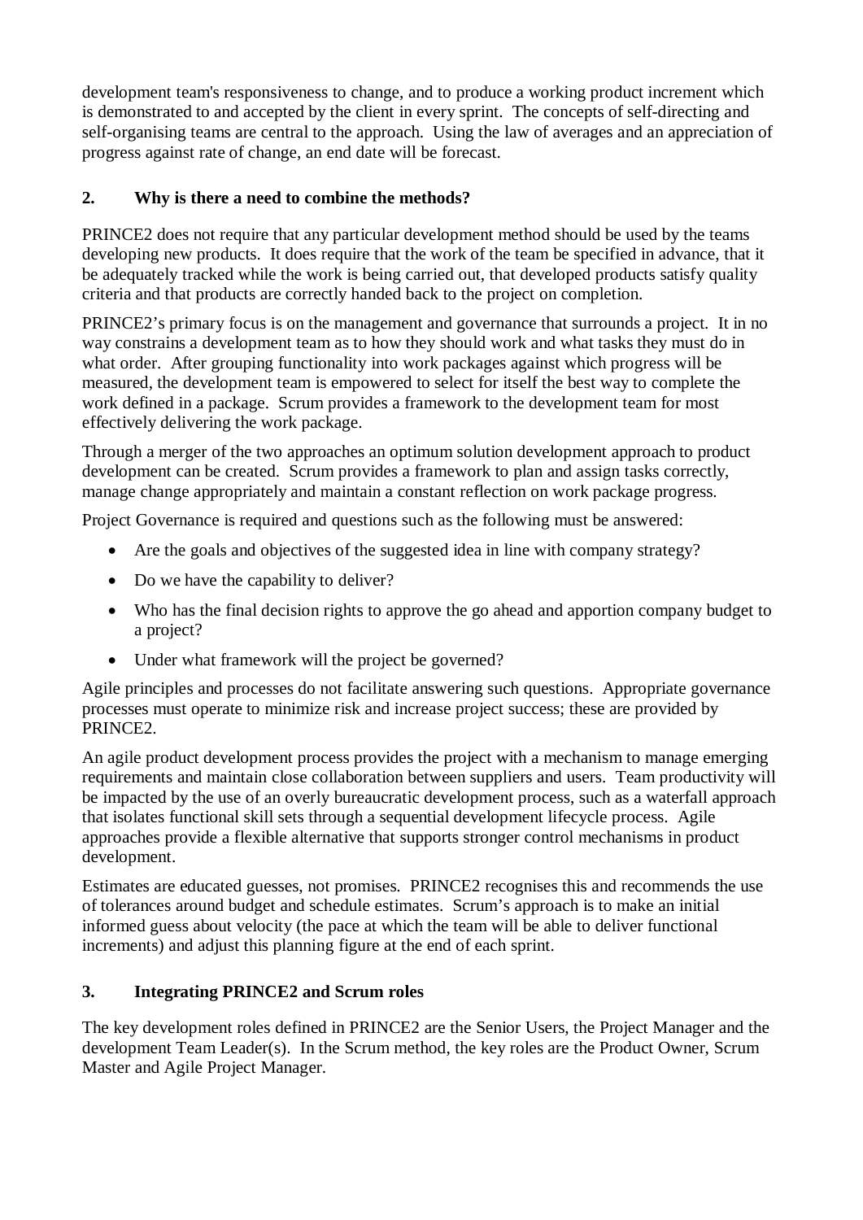development team's responsiveness to change, and to produce a working product increment which is demonstrated to and accepted by the client in every sprint. The concepts of self-directing and self-organising teams are central to the approach. Using the law of averages and an appreciation of progress against rate of change, an end date will be forecast.

## 2. Why is there a need to combine the methods?

PRINCE2 does not require that any particular development method should be used by the teams developing new products. It does require that the work of the team be specified in advance, that it be adequately tracked while the work is being carried out, that developed products satisfy quality criteria and that products are correctly handed back to the project on completion.

PRINCE2's primary focus is on the management and governance that surrounds a project. It in no way constrains a development team as to how they should work and what tasks they must do in what order. After grouping functionality into work packages against which progress will be measured, the development team is empowered to select for itself the best way to complete the work defined in a package. Scrum provides a framework to the development team for most effectively delivering the work package.

Through a merger of the two approaches an optimum solution development approach to product development can be created. Scrum provides a framework to plan and assign tasks correctly, manage change appropriately and maintain a constant reflection on work package progress.

Project Governance is required and questions such as the following must be answered:

- Are the goals and objectives of the suggested idea in line with company strategy?
- Do we have the capability to deliver?
- Who has the final decision rights to approve the go ahead and apportion company budget to a project?
- Under what framework will the project be governed?

Agile principles and processes do not facilitate answering such questions. Appropriate governance processes must operate to minimize risk and increase project success; these are provided by PRINCE2.

An agile product development process provides the project with a mechanism to manage emerging requirements and maintain close collaboration between suppliers and users. Team productivity will be impacted by the use of an overly bureaucratic development process, such as a waterfall approach that isolates functional skill sets through a sequential development lifecycle process. Agile approaches provide a flexible alternative that supports stronger control mechanisms in product development.

Estimates are educated guesses, not promises. PRINCE2 recognises this and recommends the use of tolerances around budget and schedule estimates. Scrum's approach is to make an initial informed guess about velocity (the pace at which the team will be able to deliver functional increments) and adjust this planning figure at the end of each sprint.

## 3. Integrating PRINCE2 and Scrum roles

The key development roles defined in PRINCE2 are the Senior Users, the Project Manager and the development Team Leader(s). In the Scrum method, the key roles are the Product Owner, Scrum Master and Agile Project Manager.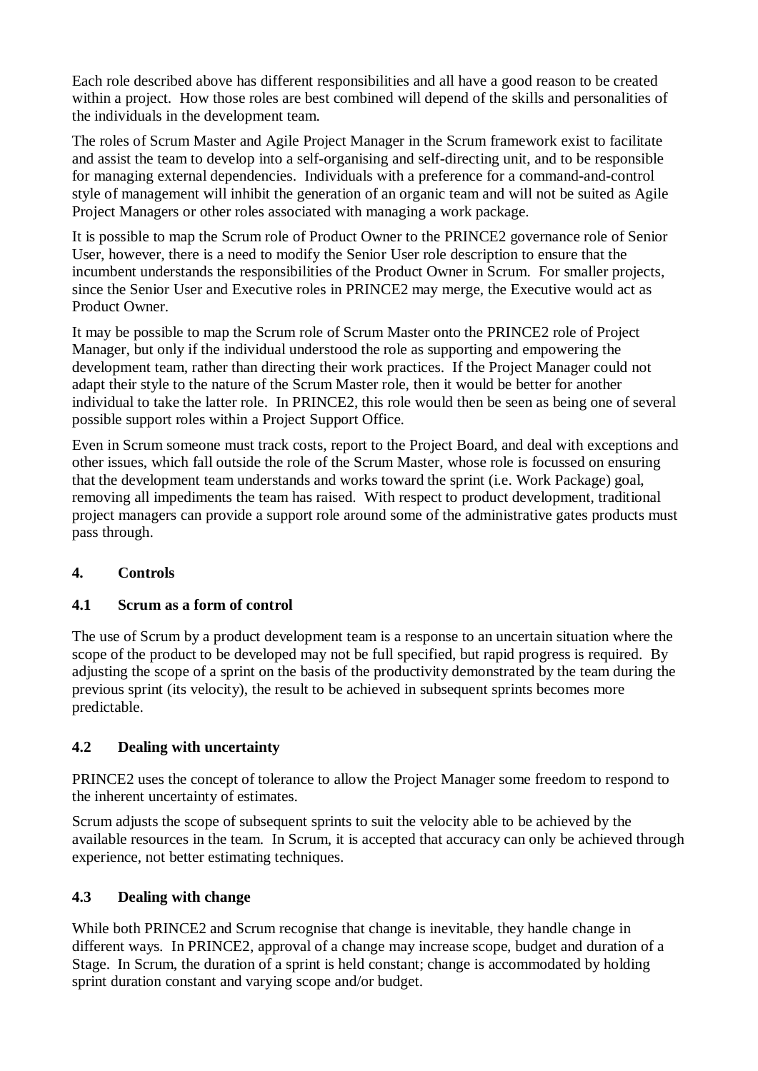Each role described above has different responsibilities and all have a good reason to be created within a project. How those roles are best combined will depend of the skills and personalities of the individuals in the development team.

The roles of Scrum Master and Agile Project Manager in the Scrum framework exist to facilitate and assist the team to develop into a self-organising and self-directing unit, and to be responsible for managing external dependencies. Individuals with a preference for a command-and-control style of management will inhibit the generation of an organic team and will not be suited as Agile Project Managers or other roles associated with managing a work package.

It is possible to map the Scrum role of Product Owner to the PRINCE2 governance role of Senior User, however, there is a need to modify the Senior User role description to ensure that the incumbent understands the responsibilities of the Product Owner in Scrum. For smaller projects, since the Senior User and Executive roles in PRINCE2 may merge, the Executive would act as Product Owner.

It may be possible to map the Scrum role of Scrum Master onto the PRINCE2 role of Project Manager, but only if the individual understood the role as supporting and empowering the development team, rather than directing their work practices. If the Project Manager could not adapt their style to the nature of the Scrum Master role, then it would be better for another individual to take the latter role. In PRINCE2, this role would then be seen as being one of several possible support roles within a Project Support Office.

Even in Scrum someone must track costs, report to the Project Board, and deal with exceptions and other issues, which fall outside the role of the Scrum Master, whose role is focussed on ensuring that the development team understands and works toward the sprint (i.e. Work Package) goal, removing all impediments the team has raised. With respect to product development, traditional project managers can provide a support role around some of the administrative gates products must pass through.

## 4. Controls

### 4.1 Scrum as a form of control

The use of Scrum by a product development team is a response to an uncertain situation where the scope of the product to be developed may not be full specified, but rapid progress is required. By adjusting the scope of a sprint on the basis of the productivity demonstrated by the team during the previous sprint (its velocity), the result to be achieved in subsequent sprints becomes more predictable.

### 4.2 Dealing with uncertainty

PRINCE2 uses the concept of tolerance to allow the Project Manager some freedom to respond to the inherent uncertainty of estimates.

Scrum adjusts the scope of subsequent sprints to suit the velocity able to be achieved by the available resources in the team. In Scrum, it is accepted that accuracy can only be achieved through experience, not better estimating techniques.

### 4.3 Dealing with change

While both PRINCE2 and Scrum recognise that change is inevitable, they handle change in different ways. In PRINCE2, approval of a change may increase scope, budget and duration of a Stage. In Scrum, the duration of a sprint is held constant; change is accommodated by holding sprint duration constant and varying scope and/or budget.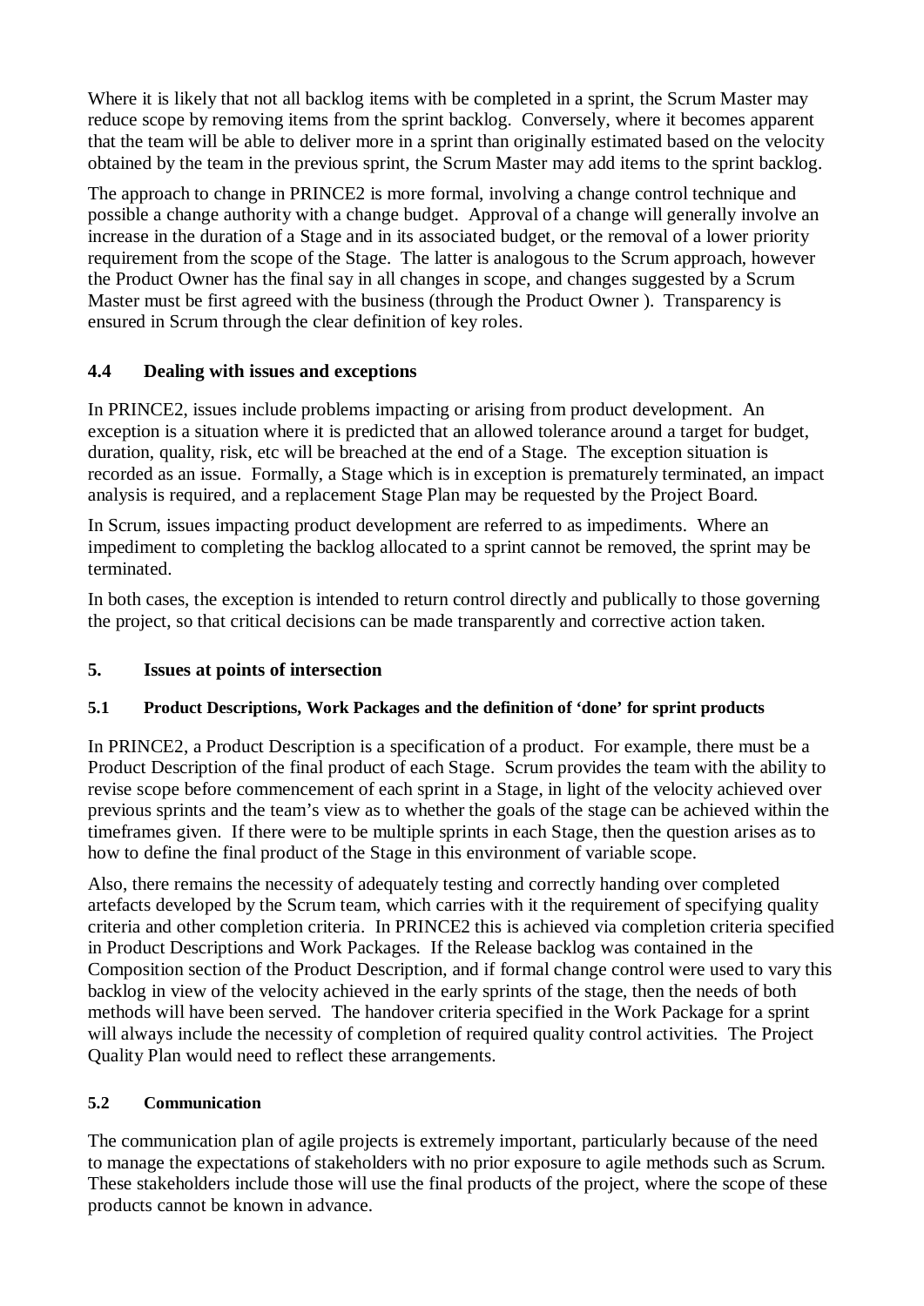Where it is likely that not all backlog items with be completed in a sprint, the Scrum Master may reduce scope by removing items from the sprint backlog. Conversely, where it becomes apparent that the team will be able to deliver more in a sprint than originally estimated based on the velocity obtained by the team in the previous sprint, the Scrum Master may add items to the sprint backlog.

The approach to change in PRINCE2 is more formal, involving a change control technique and possible a change authority with a change budget. Approval of a change will generally involve an increase in the duration of a Stage and in its associated budget, or the removal of a lower priority requirement from the scope of the Stage. The latter is analogous to the Scrum approach, however the Product Owner has the final say in all changes in scope, and changes suggested by a Scrum Master must be first agreed with the business (through the Product Owner ). Transparency is ensured in Scrum through the clear definition of key roles.

### 4.4 Dealing with issues and exceptions

In PRINCE2, issues include problems impacting or arising from product development. An exception is a situation where it is predicted that an allowed tolerance around a target for budget, duration, quality, risk, etc will be breached at the end of a Stage. The exception situation is recorded as an issue. Formally, a Stage which is in exception is prematurely terminated, an impact analysis is required, and a replacement Stage Plan may be requested by the Project Board.

In Scrum, issues impacting product development are referred to as impediments. Where an impediment to completing the backlog allocated to a sprint cannot be removed, the sprint may be terminated.

In both cases, the exception is intended to return control directly and publically to those governing the project, so that critical decisions can be made transparently and corrective action taken.

## 5. Issues at points of intersection

### 5.1 Product Descriptions, Work Packages and the definition of 'done' for sprint products

In PRINCE2, a Product Description is a specification of a product. For example, there must be a Product Description of the final product of each Stage. Scrum provides the team with the ability to revise scope before commencement of each sprint in a Stage, in light of the velocity achieved over previous sprints and the team's view as to whether the goals of the stage can be achieved within the timeframes given. If there were to be multiple sprints in each Stage, then the question arises as to how to define the final product of the Stage in this environment of variable scope.

Also, there remains the necessity of adequately testing and correctly handing over completed artefacts developed by the Scrum team, which carries with it the requirement of specifying quality criteria and other completion criteria. In PRINCE2 this is achieved via completion criteria specified in Product Descriptions and Work Packages. If the Release backlog was contained in the Composition section of the Product Description, and if formal change control were used to vary this backlog in view of the velocity achieved in the early sprints of the stage, then the needs of both methods will have been served. The handover criteria specified in the Work Package for a sprint will always include the necessity of completion of required quality control activities. The Project Quality Plan would need to reflect these arrangements.

### 5.2 Communication

The communication plan of agile projects is extremely important, particularly because of the need to manage the expectations of stakeholders with no prior exposure to agile methods such as Scrum. These stakeholders include those will use the final products of the project, where the scope of these products cannot be known in advance.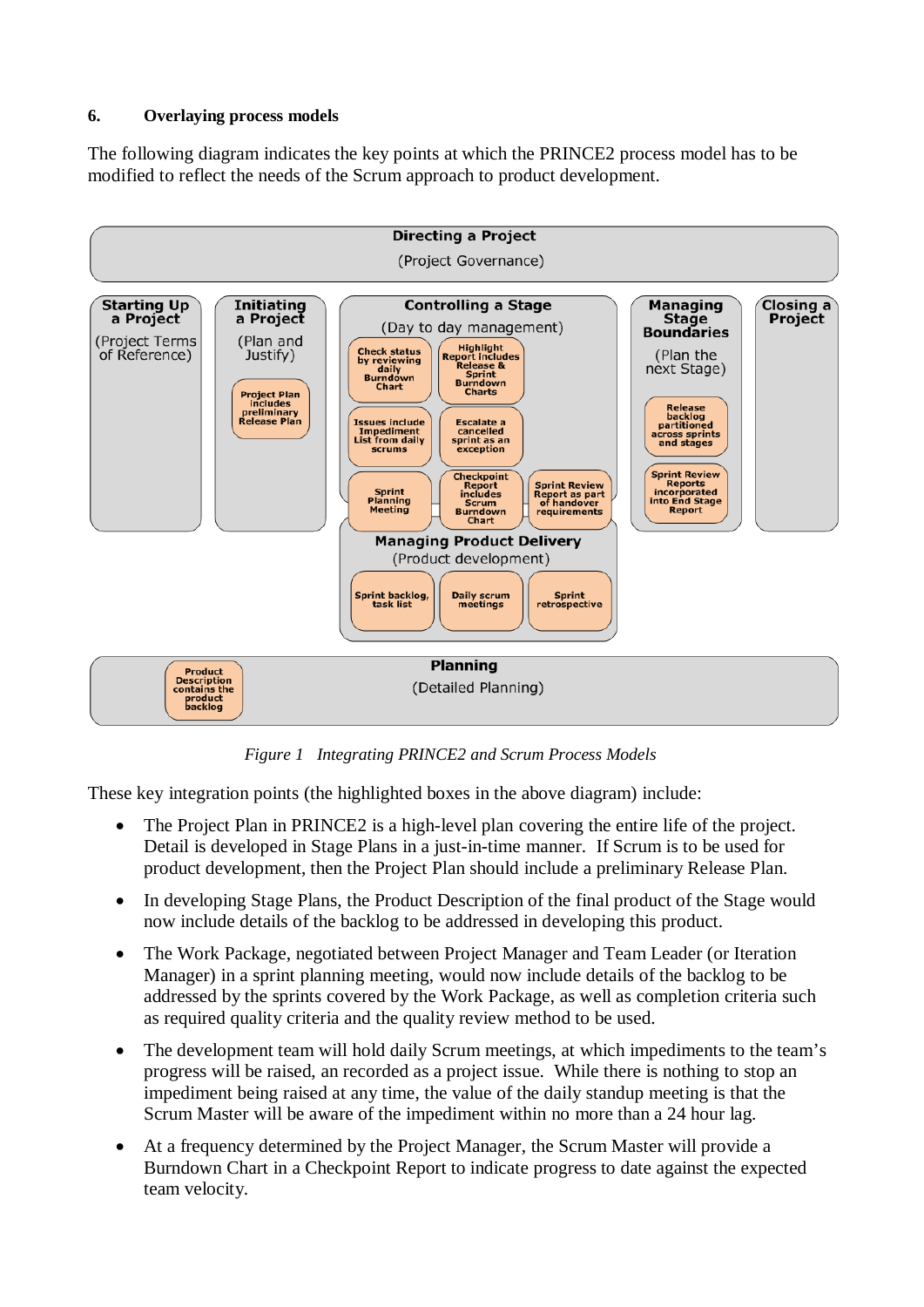### 6. Overlaying process models

The following diagram indicates the key points at which the PRINCE2 process model has to be modified to reflect the needs of the Scrum approach to product development.

**Directing a Project** (Project Governance)

- **Starting Up a Project** (Project Terms of Reference)
- **Initiating a Project** (Plan and Justify)
  - Project Plan includes preliminary Release Plan
- **Controlling a Stage** (Day to day management)
  - Check status by reviewing daily Burndown Chart
  - Highlight Report includes Release & Sprint Burndown Charts
  - Issues include Impediment List from daily scrums
  - Escalate a cancelled sprint as an exception
  - Sprint Planning Meeting
  - Checkpoint Report includes Scrum Burndown Chart
  - Sprint Review Report as part of handover requirements
- **Managing Stage Boundaries** (Plan the next Stage)
  - Release backlog partitioned across sprints and stages
  - Sprint Review Reports incorporated into End Stage Report
- **Closing a Project**
- **Managing Product Delivery** (Product development)
  - Sprint backlog, task list
  - Daily scrum meetings
  - Sprint retrospective

**Planning** (Detailed Planning)

- Product Description contains the product backlog

*Figure 1 Integrating PRINCE2 and Scrum Process Models*

These key integration points (the highlighted boxes in the above diagram) include:

- The Project Plan in PRINCE2 is a high-level plan covering the entire life of the project. Detail is developed in Stage Plans in a just-in-time manner. If Scrum is to be used for product development, then the Project Plan should include a preliminary Release Plan.
- In developing Stage Plans, the Product Description of the final product of the Stage would now include details of the backlog to be addressed in developing this product.
- The Work Package, negotiated between Project Manager and Team Leader (or Iteration Manager) in a sprint planning meeting, would now include details of the backlog to be addressed by the sprints covered by the Work Package, as well as completion criteria such as required quality criteria and the quality review method to be used.
- The development team will hold daily Scrum meetings, at which impediments to the team's progress will be raised, an recorded as a project issue. While there is nothing to stop an impediment being raised at any time, the value of the daily standup meeting is that the Scrum Master will be aware of the impediment within no more than a 24 hour lag.
- At a frequency determined by the Project Manager, the Scrum Master will provide a Burndown Chart in a Checkpoint Report to indicate progress to date against the expected team velocity.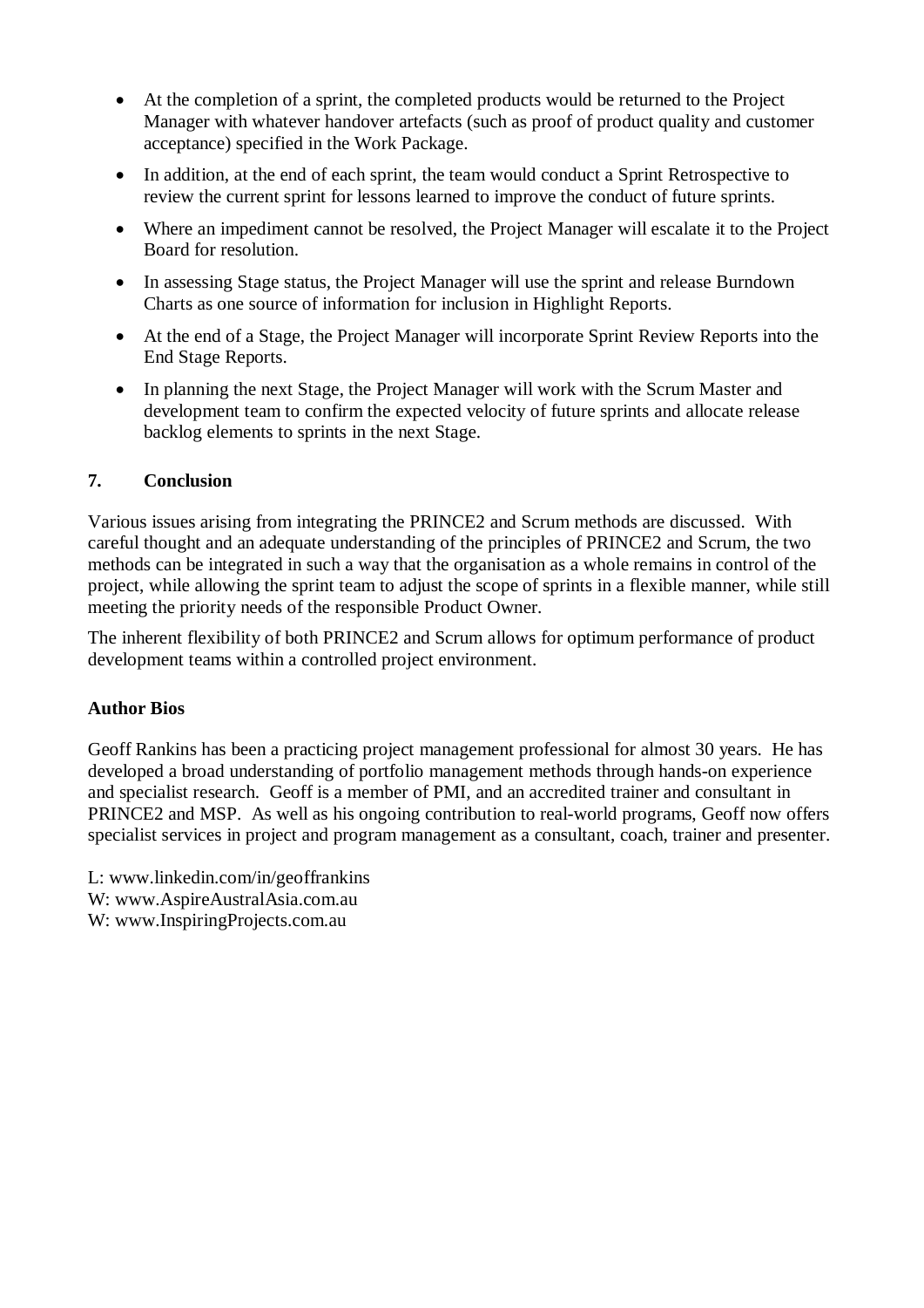- At the completion of a sprint, the completed products would be returned to the Project Manager with whatever handover artefacts (such as proof of product quality and customer acceptance) specified in the Work Package.
- In addition, at the end of each sprint, the team would conduct a Sprint Retrospective to review the current sprint for lessons learned to improve the conduct of future sprints.
- Where an impediment cannot be resolved, the Project Manager will escalate it to the Project Board for resolution.
- In assessing Stage status, the Project Manager will use the sprint and release Burndown Charts as one source of information for inclusion in Highlight Reports.
- At the end of a Stage, the Project Manager will incorporate Sprint Review Reports into the End Stage Reports.
- In planning the next Stage, the Project Manager will work with the Scrum Master and development team to confirm the expected velocity of future sprints and allocate release backlog elements to sprints in the next Stage.

## 7. Conclusion

Various issues arising from integrating the PRINCE2 and Scrum methods are discussed. With careful thought and an adequate understanding of the principles of PRINCE2 and Scrum, the two methods can be integrated in such a way that the organisation as a whole remains in control of the project, while allowing the sprint team to adjust the scope of sprints in a flexible manner, while still meeting the priority needs of the responsible Product Owner.

The inherent flexibility of both PRINCE2 and Scrum allows for optimum performance of product development teams within a controlled project environment.

**Author Bios**

Geoff Rankins has been a practicing project management professional for almost 30 years. He has developed a broad understanding of portfolio management methods through hands-on experience and specialist research. Geoff is a member of PMI, and an accredited trainer and consultant in PRINCE2 and MSP. As well as his ongoing contribution to real-world programs, Geoff now offers specialist services in project and program management as a consultant, coach, trainer and presenter.

L: www.linkedin.com/in/geoffrankins
W: www.AspireAustralAsia.com.au
W: www.InspiringProjects.com.au